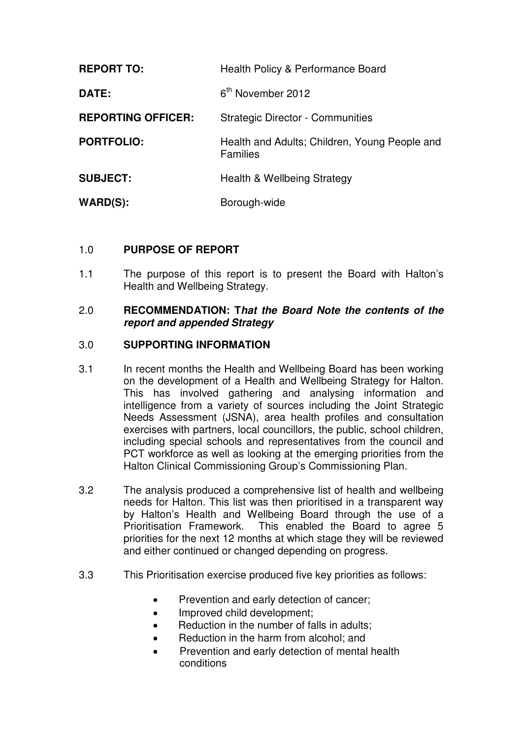| | |
|---|---|
| **REPORT TO:** | Health Policy & Performance Board |
| **DATE:** | 6th November 2012 |
| **REPORTING OFFICER:** | Strategic Director - Communities |
| **PORTFOLIO:** | Health and Adults; Children, Young People and Families |
| **SUBJECT:** | Health & Wellbeing Strategy |
| **WARD(S):** | Borough-wide |

## 1.0 PURPOSE OF REPORT

1.1 The purpose of this report is to present the Board with Halton's Health and Wellbeing Strategy.

## 2.0 RECOMMENDATION: T*hat the Board Note the contents of the report and appended Strategy*

## 3.0 SUPPORTING INFORMATION

3.1 In recent months the Health and Wellbeing Board has been working on the development of a Health and Wellbeing Strategy for Halton. This has involved gathering and analysing information and intelligence from a variety of sources including the Joint Strategic Needs Assessment (JSNA), area health profiles and consultation exercises with partners, local councillors, the public, school children, including special schools and representatives from the council and PCT workforce as well as looking at the emerging priorities from the Halton Clinical Commissioning Group's Commissioning Plan.

3.2 The analysis produced a comprehensive list of health and wellbeing needs for Halton. This list was then prioritised in a transparent way by Halton's Health and Wellbeing Board through the use of a Prioritisation Framework. This enabled the Board to agree 5 priorities for the next 12 months at which stage they will be reviewed and either continued or changed depending on progress.

3.3 This Prioritisation exercise produced five key priorities as follows:

- Prevention and early detection of cancer;
- Improved child development;
- Reduction in the number of falls in adults;
- Reduction in the harm from alcohol; and
- Prevention and early detection of mental health conditions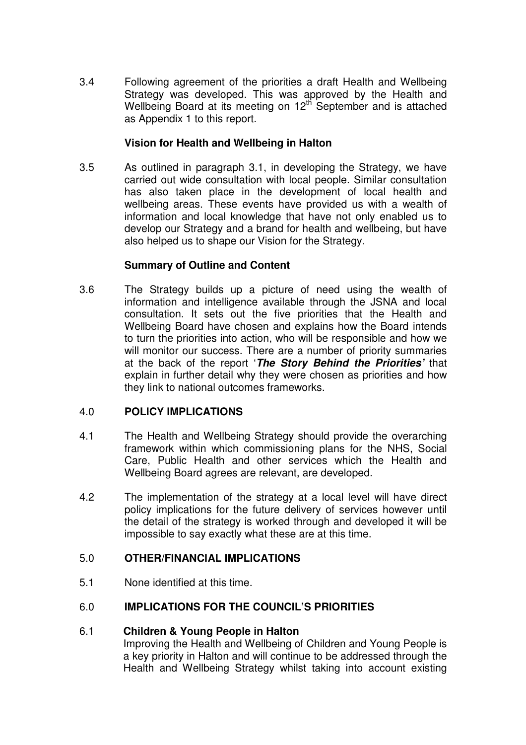3.4 Following agreement of the priorities a draft Health and Wellbeing Strategy was developed. This was approved by the Health and Wellbeing Board at its meeting on 12th September and is attached as Appendix 1 to this report.

**Vision for Health and Wellbeing in Halton**

3.5 As outlined in paragraph 3.1, in developing the Strategy, we have carried out wide consultation with local people. Similar consultation has also taken place in the development of local health and wellbeing areas. These events have provided us with a wealth of information and local knowledge that have not only enabled us to develop our Strategy and a brand for health and wellbeing, but have also helped us to shape our Vision for the Strategy.

**Summary of Outline and Content**

3.6 The Strategy builds up a picture of need using the wealth of information and intelligence available through the JSNA and local consultation. It sets out the five priorities that the Health and Wellbeing Board have chosen and explains how the Board intends to turn the priorities into action, who will be responsible and how we will monitor our success. There are a number of priority summaries at the back of the report '***The Story Behind the Priorities***' that explain in further detail why they were chosen as priorities and how they link to national outcomes frameworks.

## 4.0 POLICY IMPLICATIONS

4.1 The Health and Wellbeing Strategy should provide the overarching framework within which commissioning plans for the NHS, Social Care, Public Health and other services which the Health and Wellbeing Board agrees are relevant, are developed.

4.2 The implementation of the strategy at a local level will have direct policy implications for the future delivery of services however until the detail of the strategy is worked through and developed it will be impossible to say exactly what these are at this time.

## 5.0 OTHER/FINANCIAL IMPLICATIONS

5.1 None identified at this time.

## 6.0 IMPLICATIONS FOR THE COUNCIL'S PRIORITIES

6.1 **Children & Young People in Halton**
Improving the Health and Wellbeing of Children and Young People is a key priority in Halton and will continue to be addressed through the Health and Wellbeing Strategy whilst taking into account existing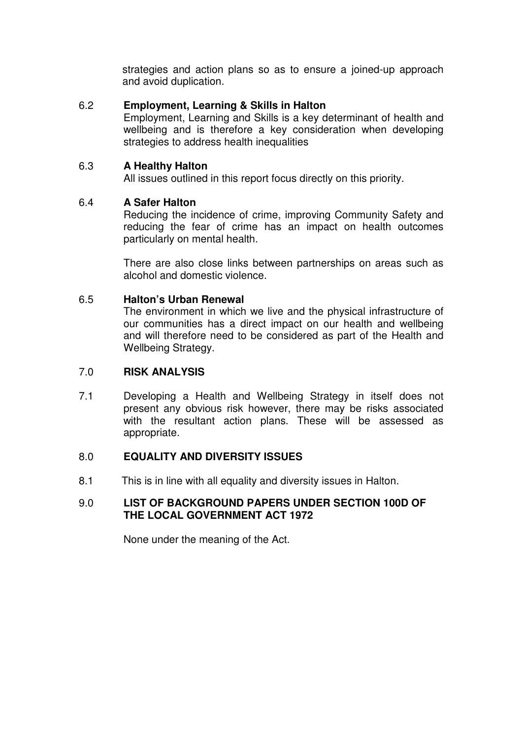strategies and action plans so as to ensure a joined-up approach and avoid duplication.

6.2 **Employment, Learning & Skills in Halton**

Employment, Learning and Skills is a key determinant of health and wellbeing and is therefore a key consideration when developing strategies to address health inequalities

6.3 **A Healthy Halton**

All issues outlined in this report focus directly on this priority.

6.4 **A Safer Halton**

Reducing the incidence of crime, improving Community Safety and reducing the fear of crime has an impact on health outcomes particularly on mental health.

There are also close links between partnerships on areas such as alcohol and domestic violence.

6.5 **Halton's Urban Renewal**

The environment in which we live and the physical infrastructure of our communities has a direct impact on our health and wellbeing and will therefore need to be considered as part of the Health and Wellbeing Strategy.

## 7.0 RISK ANALYSIS

7.1 Developing a Health and Wellbeing Strategy in itself does not present any obvious risk however, there may be risks associated with the resultant action plans. These will be assessed as appropriate.

## 8.0 EQUALITY AND DIVERSITY ISSUES

8.1 This is in line with all equality and diversity issues in Halton.

## 9.0 LIST OF BACKGROUND PAPERS UNDER SECTION 100D OF THE LOCAL GOVERNMENT ACT 1972

None under the meaning of the Act.